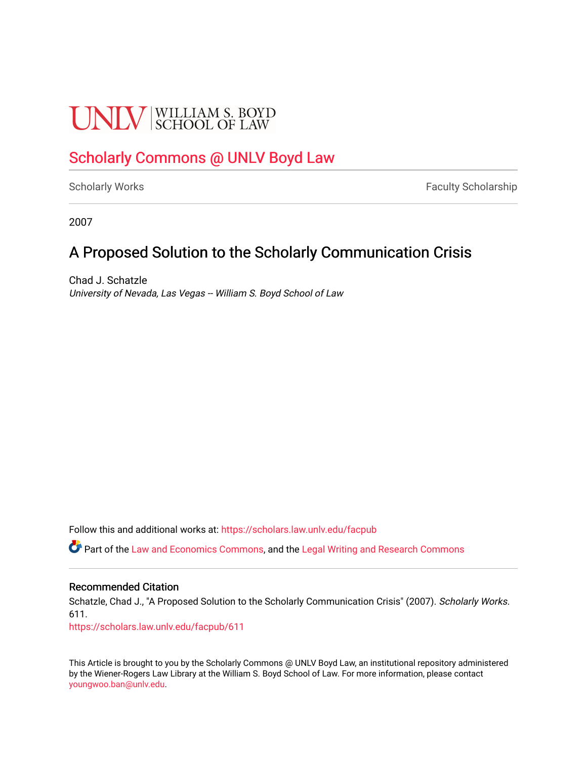UNLV | WILLIAM S. BOYD SCHOOL OF LAW

# Scholarly Commons @ UNLV Boyd Law

Scholarly Works | Faculty Scholarship

2007

## A Proposed Solution to the Scholarly Communication Crisis

Chad J. Schatzle
*University of Nevada, Las Vegas -- William S. Boyd School of Law*

Follow this and additional works at: https://scholars.law.unlv.edu/facpub

Part of the Law and Economics Commons, and the Legal Writing and Research Commons

### Recommended Citation

Schatzle, Chad J., "A Proposed Solution to the Scholarly Communication Crisis" (2007). *Scholarly Works*. 611.
https://scholars.law.unlv.edu/facpub/611

This Article is brought to you by the Scholarly Commons @ UNLV Boyd Law, an institutional repository administered by the Wiener-Rogers Law Library at the William S. Boyd School of Law. For more information, please contact youngwoo.ban@unlv.edu.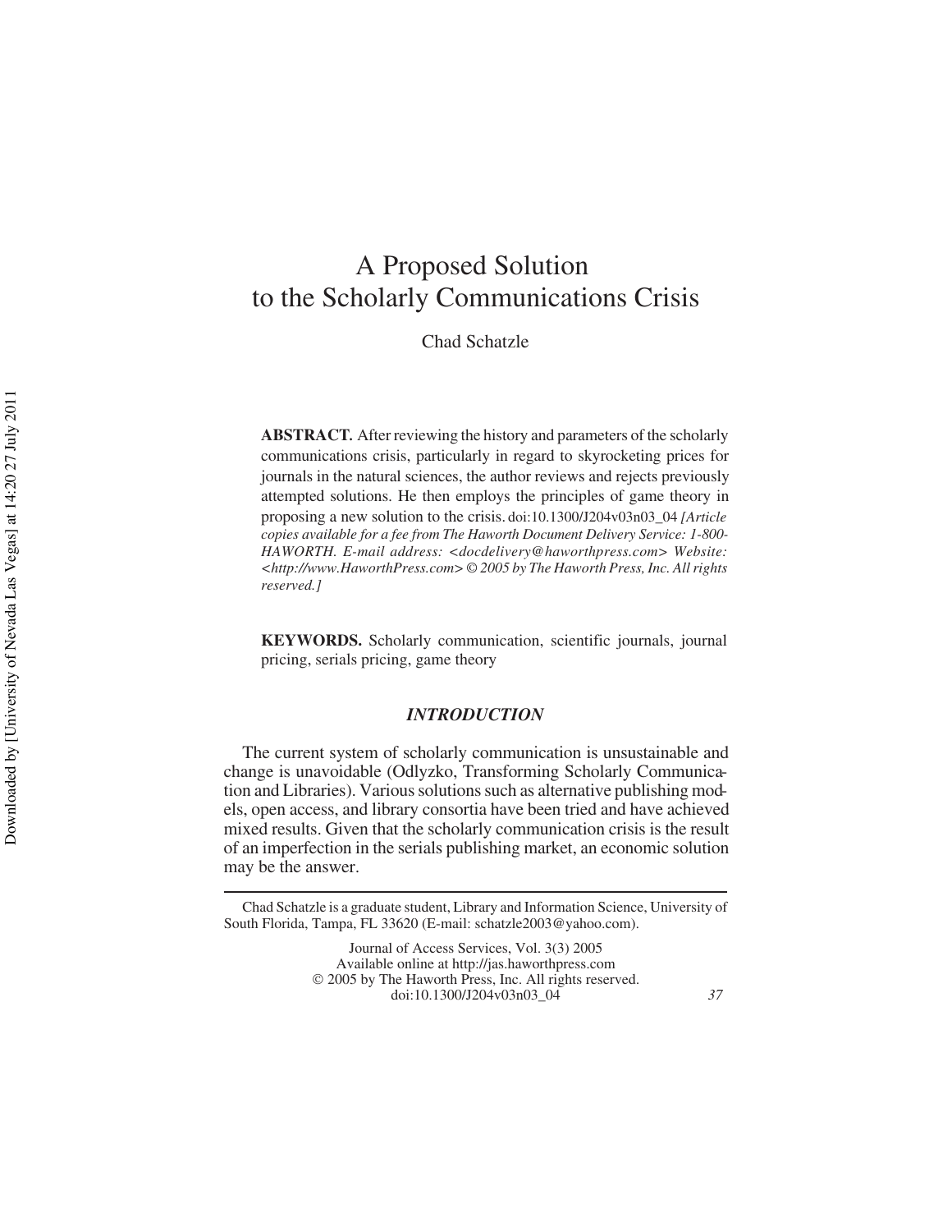# A Proposed Solution to the Scholarly Communications Crisis

Chad Schatzle

**ABSTRACT.** After reviewing the history and parameters of the scholarly communications crisis, particularly in regard to skyrocketing prices for journals in the natural sciences, the author reviews and rejects previously attempted solutions. He then employs the principles of game theory in proposing a new solution to the crisis. doi:10.1300/J204v03n03_04 *[Article copies available for a fee from The Haworth Document Delivery Service: 1-800-HAWORTH. E-mail address: <docdelivery@haworthpress.com> Website: <http://www.HaworthPress.com> © 2005 by The Haworth Press, Inc. All rights reserved.]*

**KEYWORDS.** Scholarly communication, scientific journals, journal pricing, serials pricing, game theory

## *INTRODUCTION*

The current system of scholarly communication is unsustainable and change is unavoidable (Odlyzko, Transforming Scholarly Communication and Libraries). Various solutions such as alternative publishing models, open access, and library consortia have been tried and have achieved mixed results. Given that the scholarly communication crisis is the result of an imperfection in the serials publishing market, an economic solution may be the answer.

---

Chad Schatzle is a graduate student, Library and Information Science, University of South Florida, Tampa, FL 33620 (E-mail: schatzle2003@yahoo.com).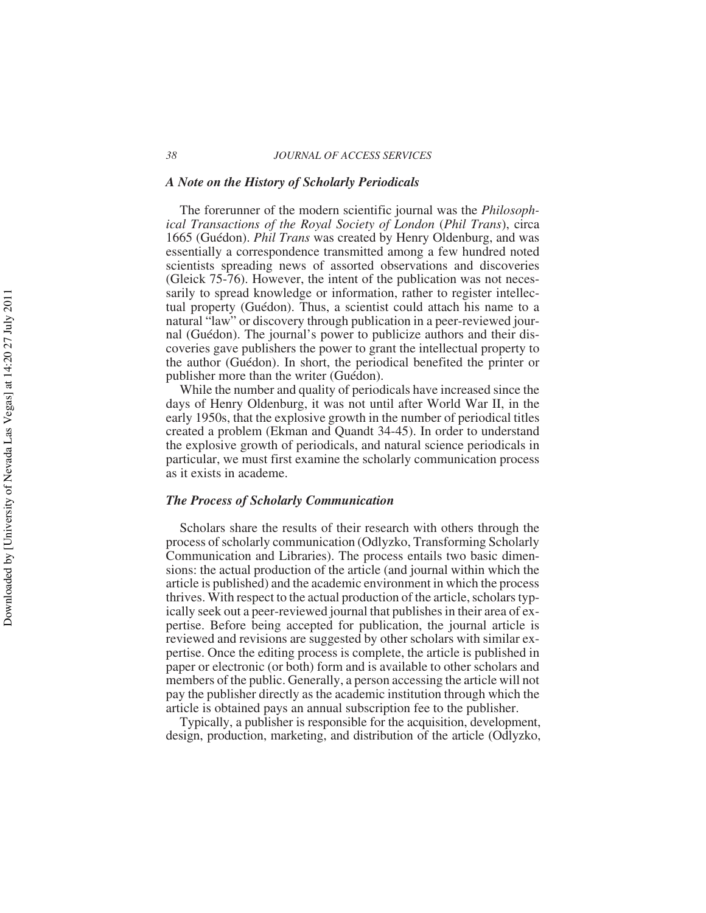### *A Note on the History of Scholarly Periodicals*

The forerunner of the modern scientific journal was the *Philosophical Transactions of the Royal Society of London* (*Phil Trans*), circa 1665 (Guédon). *Phil Trans* was created by Henry Oldenburg, and was essentially a correspondence transmitted among a few hundred noted scientists spreading news of assorted observations and discoveries (Gleick 75-76). However, the intent of the publication was not necessarily to spread knowledge or information, rather to register intellectual property (Guédon). Thus, a scientist could attach his name to a natural "law" or discovery through publication in a peer-reviewed journal (Guédon). The journal's power to publicize authors and their discoveries gave publishers the power to grant the intellectual property to the author (Guédon). In short, the periodical benefited the printer or publisher more than the writer (Guédon).

While the number and quality of periodicals have increased since the days of Henry Oldenburg, it was not until after World War II, in the early 1950s, that the explosive growth in the number of periodical titles created a problem (Ekman and Quandt 34-45). In order to understand the explosive growth of periodicals, and natural science periodicals in particular, we must first examine the scholarly communication process as it exists in academe.

### *The Process of Scholarly Communication*

Scholars share the results of their research with others through the process of scholarly communication (Odlyzko, Transforming Scholarly Communication and Libraries). The process entails two basic dimensions: the actual production of the article (and journal within which the article is published) and the academic environment in which the process thrives. With respect to the actual production of the article, scholars typically seek out a peer-reviewed journal that publishes in their area of expertise. Before being accepted for publication, the journal article is reviewed and revisions are suggested by other scholars with similar expertise. Once the editing process is complete, the article is published in paper or electronic (or both) form and is available to other scholars and members of the public. Generally, a person accessing the article will not pay the publisher directly as the academic institution through which the article is obtained pays an annual subscription fee to the publisher.

Typically, a publisher is responsible for the acquisition, development, design, production, marketing, and distribution of the article (Odlyzko,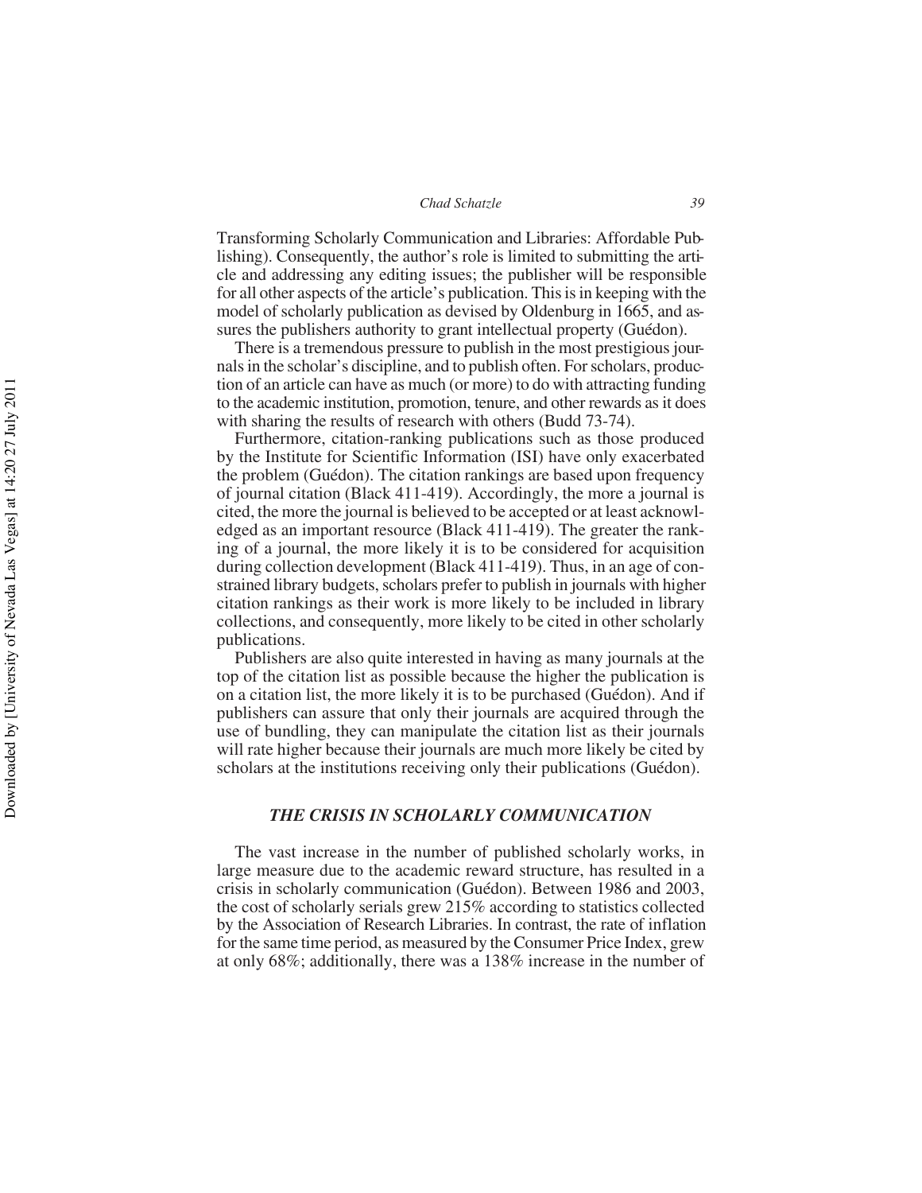Transforming Scholarly Communication and Libraries: Affordable Publishing). Consequently, the author's role is limited to submitting the article and addressing any editing issues; the publisher will be responsible for all other aspects of the article's publication. This is in keeping with the model of scholarly publication as devised by Oldenburg in 1665, and assures the publishers authority to grant intellectual property (Guédon).

There is a tremendous pressure to publish in the most prestigious journals in the scholar's discipline, and to publish often. For scholars, production of an article can have as much (or more) to do with attracting funding to the academic institution, promotion, tenure, and other rewards as it does with sharing the results of research with others (Budd 73-74).

Furthermore, citation-ranking publications such as those produced by the Institute for Scientific Information (ISI) have only exacerbated the problem (Guédon). The citation rankings are based upon frequency of journal citation (Black 411-419). Accordingly, the more a journal is cited, the more the journal is believed to be accepted or at least acknowledged as an important resource (Black 411-419). The greater the ranking of a journal, the more likely it is to be considered for acquisition during collection development (Black 411-419). Thus, in an age of constrained library budgets, scholars prefer to publish in journals with higher citation rankings as their work is more likely to be included in library collections, and consequently, more likely to be cited in other scholarly publications.

Publishers are also quite interested in having as many journals at the top of the citation list as possible because the higher the publication is on a citation list, the more likely it is to be purchased (Guédon). And if publishers can assure that only their journals are acquired through the use of bundling, they can manipulate the citation list as their journals will rate higher because their journals are much more likely be cited by scholars at the institutions receiving only their publications (Guédon).

## *THE CRISIS IN SCHOLARLY COMMUNICATION*

The vast increase in the number of published scholarly works, in large measure due to the academic reward structure, has resulted in a crisis in scholarly communication (Guédon). Between 1986 and 2003, the cost of scholarly serials grew 215% according to statistics collected by the Association of Research Libraries. In contrast, the rate of inflation for the same time period, as measured by the Consumer Price Index, grew at only 68%; additionally, there was a 138% increase in the number of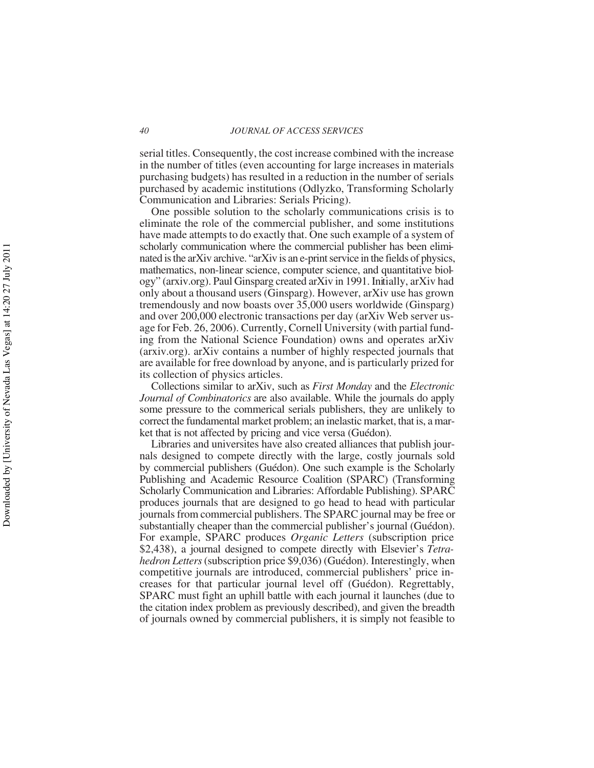serial titles. Consequently, the cost increase combined with the increase in the number of titles (even accounting for large increases in materials purchasing budgets) has resulted in a reduction in the number of serials purchased by academic institutions (Odlyzko, Transforming Scholarly Communication and Libraries: Serials Pricing).

One possible solution to the scholarly communications crisis is to eliminate the role of the commercial publisher, and some institutions have made attempts to do exactly that. One such example of a system of scholarly communication where the commercial publisher has been eliminated is the arXiv archive. "arXiv is an e-print service in the fields of physics, mathematics, non-linear science, computer science, and quantitative biology" (arxiv.org). Paul Ginsparg created arXiv in 1991. Initially, arXiv had only about a thousand users (Ginsparg). However, arXiv use has grown tremendously and now boasts over 35,000 users worldwide (Ginsparg) and over 200,000 electronic transactions per day (arXiv Web server usage for Feb. 26, 2006). Currently, Cornell University (with partial funding from the National Science Foundation) owns and operates arXiv (arxiv.org). arXiv contains a number of highly respected journals that are available for free download by anyone, and is particularly prized for its collection of physics articles.

Collections similar to arXiv, such as *First Monday* and the *Electronic Journal of Combinatorics* are also available. While the journals do apply some pressure to the commerical serials publishers, they are unlikely to correct the fundamental market problem; an inelastic market, that is, a market that is not affected by pricing and vice versa (Guédon).

Libraries and universites have also created alliances that publish journals designed to compete directly with the large, costly journals sold by commercial publishers (Guédon). One such example is the Scholarly Publishing and Academic Resource Coalition (SPARC) (Transforming Scholarly Communication and Libraries: Affordable Publishing). SPARC produces journals that are designed to go head to head with particular journals from commercial publishers. The SPARC journal may be free or substantially cheaper than the commercial publisher's journal (Guédon). For example, SPARC produces *Organic Letters* (subscription price \$2,438), a journal designed to compete directly with Elsevier's *Tetrahedron Letters* (subscription price \$9,036) (Guédon). Interestingly, when competitive journals are introduced, commercial publishers' price increases for that particular journal level off (Guédon). Regrettably, SPARC must fight an uphill battle with each journal it launches (due to the citation index problem as previously described), and given the breadth of journals owned by commercial publishers, it is simply not feasible to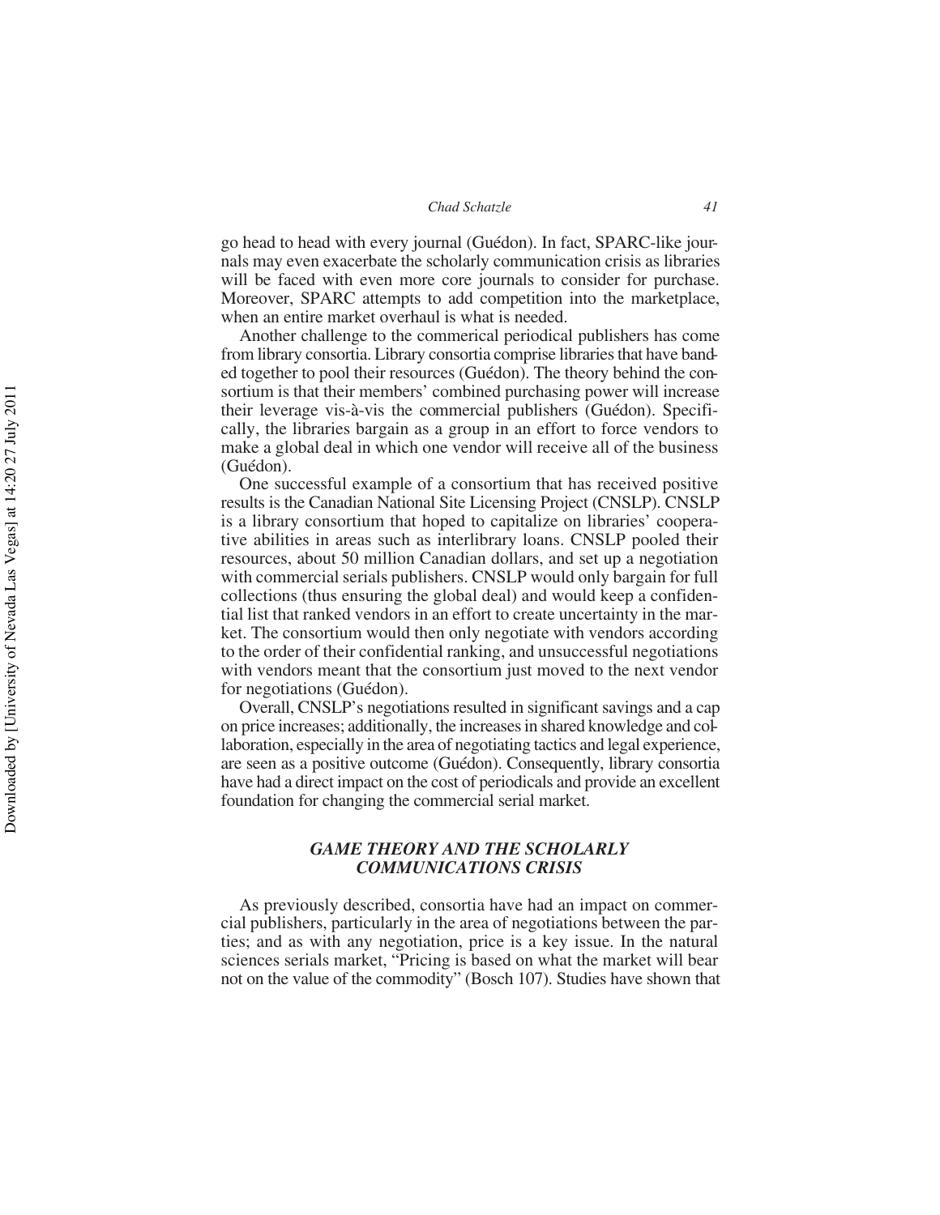go head to head with every journal (Guédon). In fact, SPARC-like journals may even exacerbate the scholarly communication crisis as libraries will be faced with even more core journals to consider for purchase. Moreover, SPARC attempts to add competition into the marketplace, when an entire market overhaul is what is needed.

Another challenge to the commerical periodical publishers has come from library consortia. Library consortia comprise libraries that have banded together to pool their resources (Guédon). The theory behind the consortium is that their members' combined purchasing power will increase their leverage vis-à-vis the commercial publishers (Guédon). Specifically, the libraries bargain as a group in an effort to force vendors to make a global deal in which one vendor will receive all of the business (Guédon).

One successful example of a consortium that has received positive results is the Canadian National Site Licensing Project (CNSLP). CNSLP is a library consortium that hoped to capitalize on libraries' cooperative abilities in areas such as interlibrary loans. CNSLP pooled their resources, about 50 million Canadian dollars, and set up a negotiation with commercial serials publishers. CNSLP would only bargain for full collections (thus ensuring the global deal) and would keep a confidential list that ranked vendors in an effort to create uncertainty in the market. The consortium would then only negotiate with vendors according to the order of their confidential ranking, and unsuccessful negotiations with vendors meant that the consortium just moved to the next vendor for negotiations (Guédon).

Overall, CNSLP's negotiations resulted in significant savings and a cap on price increases; additionally, the increases in shared knowledge and collaboration, especially in the area of negotiating tactics and legal experience, are seen as a positive outcome (Guédon). Consequently, library consortia have had a direct impact on the cost of periodicals and provide an excellent foundation for changing the commercial serial market.

## *GAME THEORY AND THE SCHOLARLY COMMUNICATIONS CRISIS*

As previously described, consortia have had an impact on commercial publishers, particularly in the area of negotiations between the parties; and as with any negotiation, price is a key issue. In the natural sciences serials market, "Pricing is based on what the market will bear not on the value of the commodity" (Bosch 107). Studies have shown that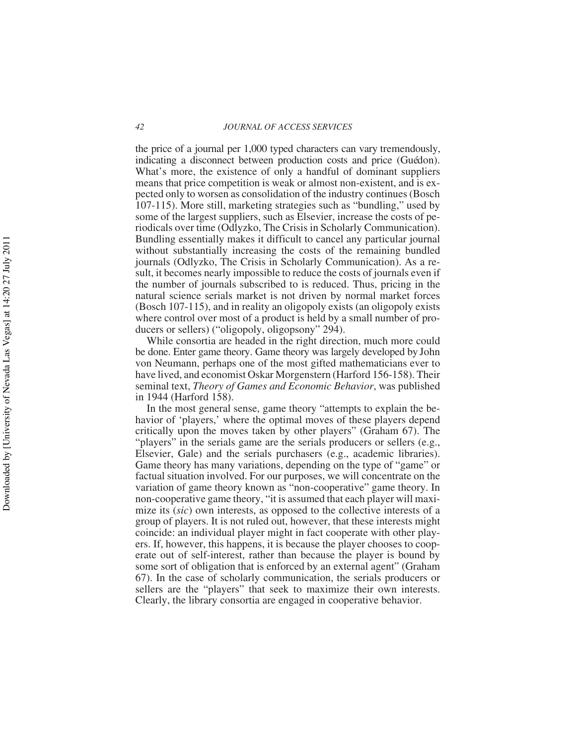the price of a journal per 1,000 typed characters can vary tremendously, indicating a disconnect between production costs and price (Guédon). What's more, the existence of only a handful of dominant suppliers means that price competition is weak or almost non-existent, and is expected only to worsen as consolidation of the industry continues (Bosch 107-115). More still, marketing strategies such as "bundling," used by some of the largest suppliers, such as Elsevier, increase the costs of periodicals over time (Odlyzko, The Crisis in Scholarly Communication). Bundling essentially makes it difficult to cancel any particular journal without substantially increasing the costs of the remaining bundled journals (Odlyzko, The Crisis in Scholarly Communication). As a result, it becomes nearly impossible to reduce the costs of journals even if the number of journals subscribed to is reduced. Thus, pricing in the natural science serials market is not driven by normal market forces (Bosch 107-115), and in reality an oligopoly exists (an oligopoly exists where control over most of a product is held by a small number of producers or sellers) ("oligopoly, oligopsony" 294).

While consortia are headed in the right direction, much more could be done. Enter game theory. Game theory was largely developed by John von Neumann, perhaps one of the most gifted mathematicians ever to have lived, and economist Oskar Morgenstern (Harford 156-158). Their seminal text, *Theory of Games and Economic Behavior*, was published in 1944 (Harford 158).

In the most general sense, game theory "attempts to explain the behavior of 'players,' where the optimal moves of these players depend critically upon the moves taken by other players" (Graham 67). The "players" in the serials game are the serials producers or sellers (e.g., Elsevier, Gale) and the serials purchasers (e.g., academic libraries). Game theory has many variations, depending on the type of "game" or factual situation involved. For our purposes, we will concentrate on the variation of game theory known as "non-cooperative" game theory. In non-cooperative game theory, "it is assumed that each player will maximize its (*sic*) own interests, as opposed to the collective interests of a group of players. It is not ruled out, however, that these interests might coincide: an individual player might in fact cooperate with other players. If, however, this happens, it is because the player chooses to cooperate out of self-interest, rather than because the player is bound by some sort of obligation that is enforced by an external agent" (Graham 67). In the case of scholarly communication, the serials producers or sellers are the "players" that seek to maximize their own interests. Clearly, the library consortia are engaged in cooperative behavior.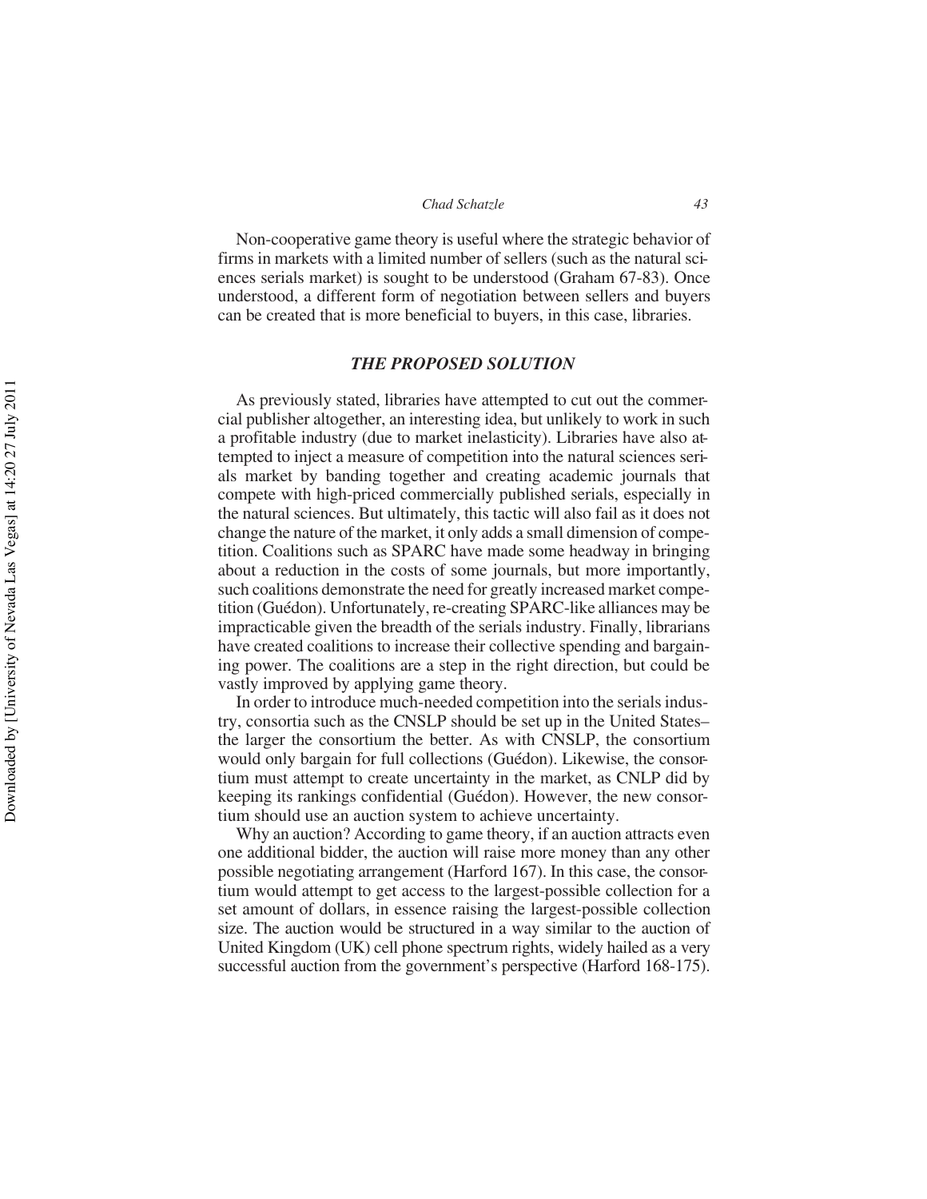Non-cooperative game theory is useful where the strategic behavior of firms in markets with a limited number of sellers (such as the natural sciences serials market) is sought to be understood (Graham 67-83). Once understood, a different form of negotiation between sellers and buyers can be created that is more beneficial to buyers, in this case, libraries.

## *THE PROPOSED SOLUTION*

As previously stated, libraries have attempted to cut out the commercial publisher altogether, an interesting idea, but unlikely to work in such a profitable industry (due to market inelasticity). Libraries have also attempted to inject a measure of competition into the natural sciences serials market by banding together and creating academic journals that compete with high-priced commercially published serials, especially in the natural sciences. But ultimately, this tactic will also fail as it does not change the nature of the market, it only adds a small dimension of competition. Coalitions such as SPARC have made some headway in bringing about a reduction in the costs of some journals, but more importantly, such coalitions demonstrate the need for greatly increased market competition (Guédon). Unfortunately, re-creating SPARC-like alliances may be impracticable given the breadth of the serials industry. Finally, librarians have created coalitions to increase their collective spending and bargaining power. The coalitions are a step in the right direction, but could be vastly improved by applying game theory.

In order to introduce much-needed competition into the serials industry, consortia such as the CNSLP should be set up in the United States–the larger the consortium the better. As with CNSLP, the consortium would only bargain for full collections (Guédon). Likewise, the consortium must attempt to create uncertainty in the market, as CNLP did by keeping its rankings confidential (Guédon). However, the new consortium should use an auction system to achieve uncertainty.

Why an auction? According to game theory, if an auction attracts even one additional bidder, the auction will raise more money than any other possible negotiating arrangement (Harford 167). In this case, the consortium would attempt to get access to the largest-possible collection for a set amount of dollars, in essence raising the largest-possible collection size. The auction would be structured in a way similar to the auction of United Kingdom (UK) cell phone spectrum rights, widely hailed as a very successful auction from the government's perspective (Harford 168-175).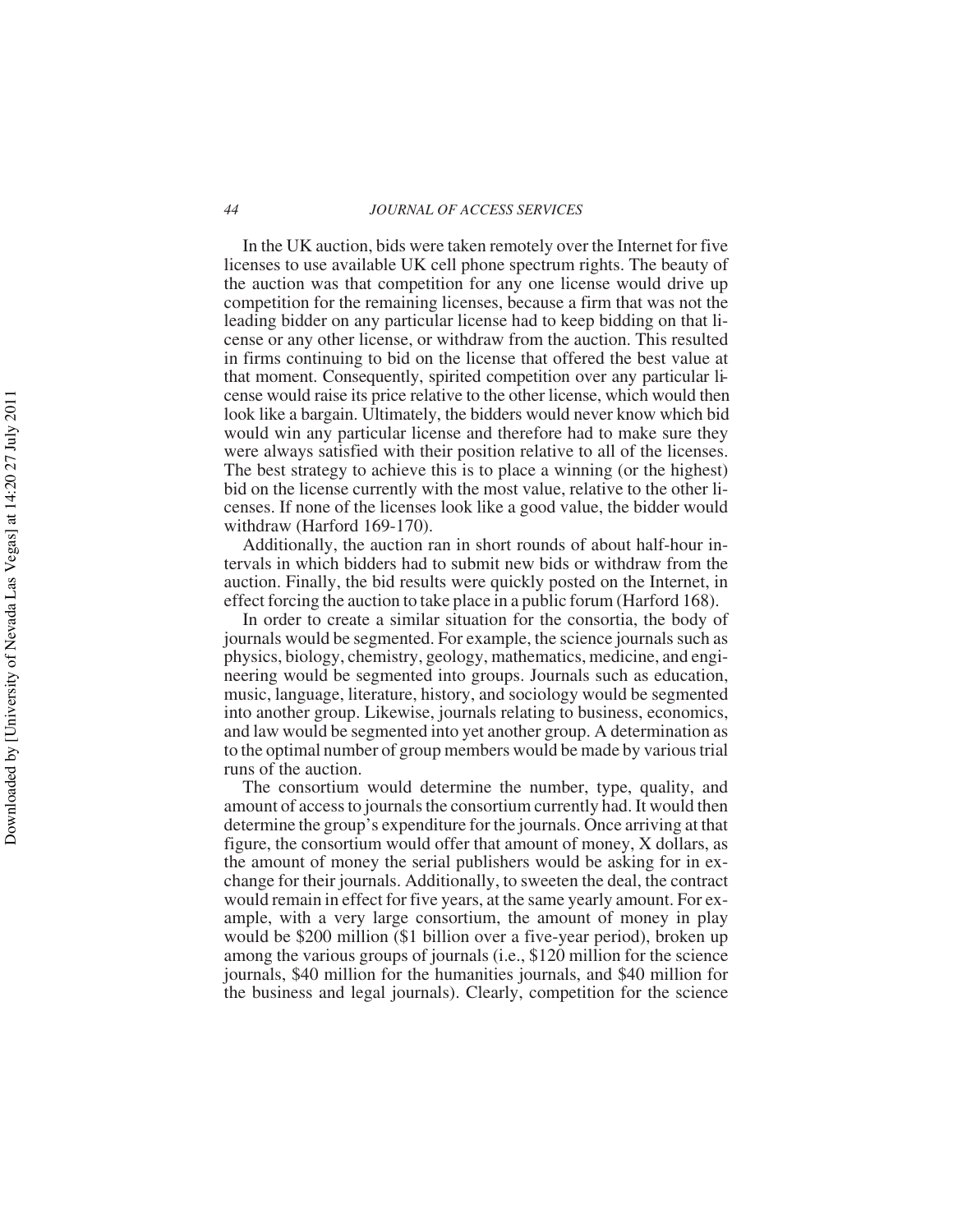In the UK auction, bids were taken remotely over the Internet for five licenses to use available UK cell phone spectrum rights. The beauty of the auction was that competition for any one license would drive up competition for the remaining licenses, because a firm that was not the leading bidder on any particular license had to keep bidding on that license or any other license, or withdraw from the auction. This resulted in firms continuing to bid on the license that offered the best value at that moment. Consequently, spirited competition over any particular license would raise its price relative to the other license, which would then look like a bargain. Ultimately, the bidders would never know which bid would win any particular license and therefore had to make sure they were always satisfied with their position relative to all of the licenses. The best strategy to achieve this is to place a winning (or the highest) bid on the license currently with the most value, relative to the other licenses. If none of the licenses look like a good value, the bidder would withdraw (Harford 169-170).

Additionally, the auction ran in short rounds of about half-hour intervals in which bidders had to submit new bids or withdraw from the auction. Finally, the bid results were quickly posted on the Internet, in effect forcing the auction to take place in a public forum (Harford 168).

In order to create a similar situation for the consortia, the body of journals would be segmented. For example, the science journals such as physics, biology, chemistry, geology, mathematics, medicine, and engineering would be segmented into groups. Journals such as education, music, language, literature, history, and sociology would be segmented into another group. Likewise, journals relating to business, economics, and law would be segmented into yet another group. A determination as to the optimal number of group members would be made by various trial runs of the auction.

The consortium would determine the number, type, quality, and amount of access to journals the consortium currently had. It would then determine the group's expenditure for the journals. Once arriving at that figure, the consortium would offer that amount of money, X dollars, as the amount of money the serial publishers would be asking for in exchange for their journals. Additionally, to sweeten the deal, the contract would remain in effect for five years, at the same yearly amount. For example, with a very large consortium, the amount of money in play would be $200 million ($1 billion over a five-year period), broken up among the various groups of journals (i.e., $120 million for the science journals, $40 million for the humanities journals, and $40 million for the business and legal journals). Clearly, competition for the science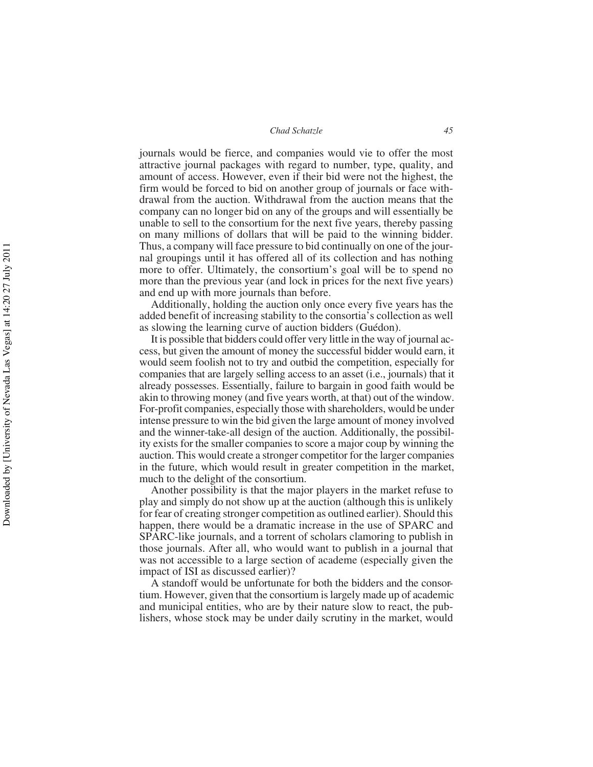journals would be fierce, and companies would vie to offer the most attractive journal packages with regard to number, type, quality, and amount of access. However, even if their bid were not the highest, the firm would be forced to bid on another group of journals or face withdrawal from the auction. Withdrawal from the auction means that the company can no longer bid on any of the groups and will essentially be unable to sell to the consortium for the next five years, thereby passing on many millions of dollars that will be paid to the winning bidder. Thus, a company will face pressure to bid continually on one of the journal groupings until it has offered all of its collection and has nothing more to offer. Ultimately, the consortium's goal will be to spend no more than the previous year (and lock in prices for the next five years) and end up with more journals than before.

Additionally, holding the auction only once every five years has the added benefit of increasing stability to the consortia's collection as well as slowing the learning curve of auction bidders (Guédon).

It is possible that bidders could offer very little in the way of journal access, but given the amount of money the successful bidder would earn, it would seem foolish not to try and outbid the competition, especially for companies that are largely selling access to an asset (i.e., journals) that it already possesses. Essentially, failure to bargain in good faith would be akin to throwing money (and five years worth, at that) out of the window. For-profit companies, especially those with shareholders, would be under intense pressure to win the bid given the large amount of money involved and the winner-take-all design of the auction. Additionally, the possibility exists for the smaller companies to score a major coup by winning the auction. This would create a stronger competitor for the larger companies in the future, which would result in greater competition in the market, much to the delight of the consortium.

Another possibility is that the major players in the market refuse to play and simply do not show up at the auction (although this is unlikely for fear of creating stronger competition as outlined earlier). Should this happen, there would be a dramatic increase in the use of SPARC and SPARC-like journals, and a torrent of scholars clamoring to publish in those journals. After all, who would want to publish in a journal that was not accessible to a large section of academe (especially given the impact of ISI as discussed earlier)?

A standoff would be unfortunate for both the bidders and the consortium. However, given that the consortium is largely made up of academic and municipal entities, who are by their nature slow to react, the publishers, whose stock may be under daily scrutiny in the market, would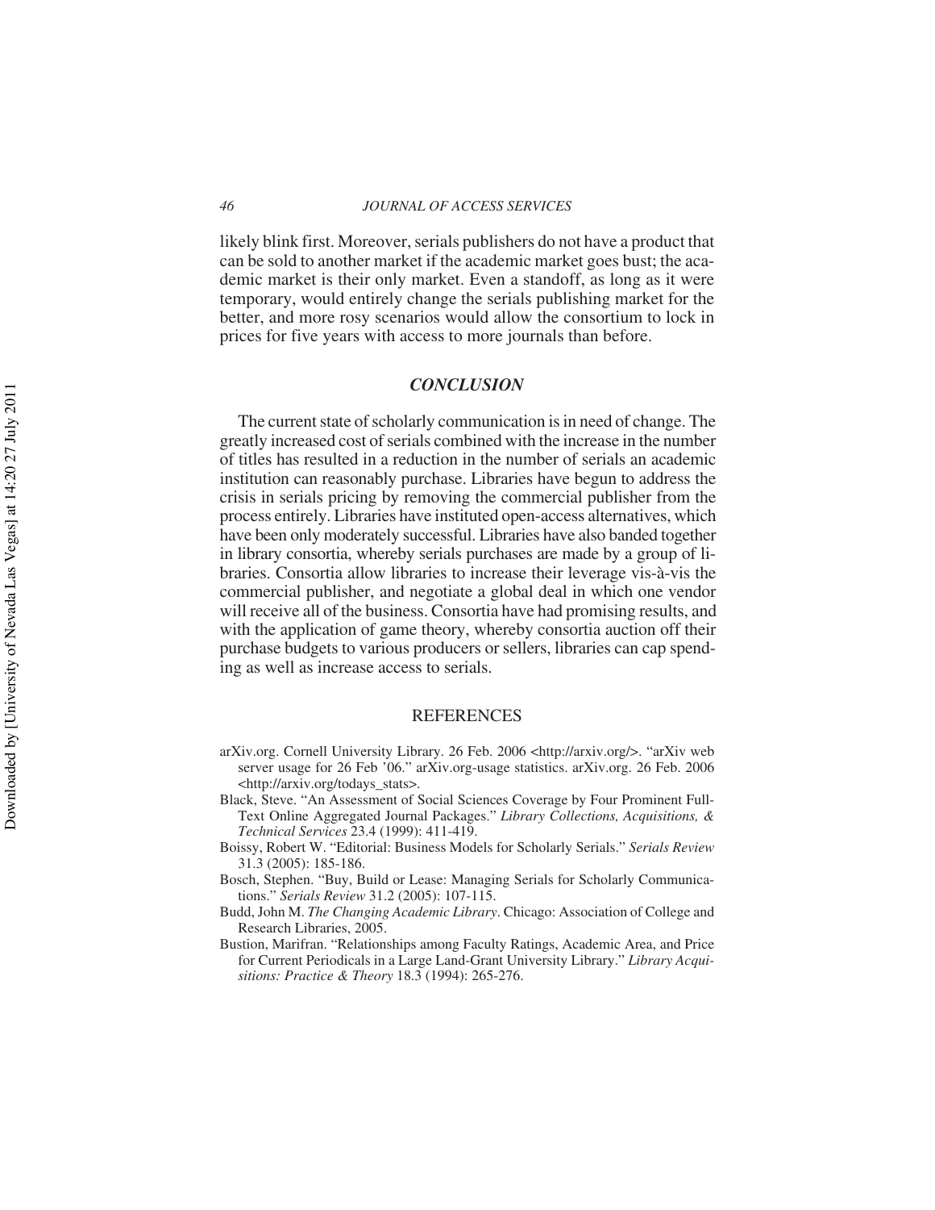likely blink first. Moreover, serials publishers do not have a product that can be sold to another market if the academic market goes bust; the academic market is their only market. Even a standoff, as long as it were temporary, would entirely change the serials publishing market for the better, and more rosy scenarios would allow the consortium to lock in prices for five years with access to more journals than before.

## *CONCLUSION*

The current state of scholarly communication is in need of change. The greatly increased cost of serials combined with the increase in the number of titles has resulted in a reduction in the number of serials an academic institution can reasonably purchase. Libraries have begun to address the crisis in serials pricing by removing the commercial publisher from the process entirely. Libraries have instituted open-access alternatives, which have been only moderately successful. Libraries have also banded together in library consortia, whereby serials purchases are made by a group of libraries. Consortia allow libraries to increase their leverage vis-à-vis the commercial publisher, and negotiate a global deal in which one vendor will receive all of the business. Consortia have had promising results, and with the application of game theory, whereby consortia auction off their purchase budgets to various producers or sellers, libraries can cap spending as well as increase access to serials.

## REFERENCES

arXiv.org. Cornell University Library. 26 Feb. 2006 <http://arxiv.org/>. "arXiv web server usage for 26 Feb '06." arXiv.org-usage statistics. arXiv.org. 26 Feb. 2006 <http://arxiv.org/todays_stats>.

Black, Steve. "An Assessment of Social Sciences Coverage by Four Prominent Full-Text Online Aggregated Journal Packages." *Library Collections, Acquisitions, & Technical Services* 23.4 (1999): 411-419.

Boissy, Robert W. "Editorial: Business Models for Scholarly Serials." *Serials Review* 31.3 (2005): 185-186.

Bosch, Stephen. "Buy, Build or Lease: Managing Serials for Scholarly Communications." *Serials Review* 31.2 (2005): 107-115.

Budd, John M. *The Changing Academic Library*. Chicago: Association of College and Research Libraries, 2005.

Bustion, Marifran. "Relationships among Faculty Ratings, Academic Area, and Price for Current Periodicals in a Large Land-Grant University Library." *Library Acquisitions: Practice & Theory* 18.3 (1994): 265-276.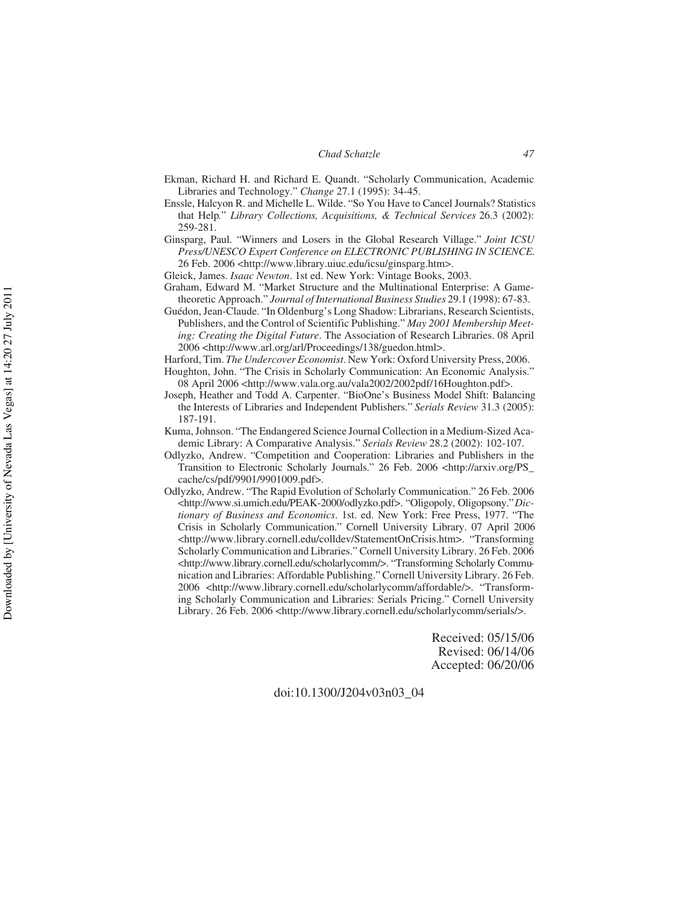Ekman, Richard H. and Richard E. Quandt. "Scholarly Communication, Academic Libraries and Technology." *Change* 27.1 (1995): 34-45.

Enssle, Halcyon R. and Michelle L. Wilde. "So You Have to Cancel Journals? Statistics that Help." *Library Collections, Acquisitions, & Technical Services* 26.3 (2002): 259-281.

Ginsparg, Paul. "Winners and Losers in the Global Research Village." *Joint ICSU Press/UNESCO Expert Conference on ELECTRONIC PUBLISHING IN SCIENCE.* 26 Feb. 2006 <http://www.library.uiuc.edu/icsu/ginsparg.htm>.

Gleick, James. *Isaac Newton*. 1st ed. New York: Vintage Books, 2003.

Graham, Edward M. "Market Structure and the Multinational Enterprise: A Game-theoretic Approach." *Journal of International Business Studies* 29.1 (1998): 67-83.

Guédon, Jean-Claude. "In Oldenburg's Long Shadow: Librarians, Research Scientists, Publishers, and the Control of Scientific Publishing." *May 2001 Membership Meeting: Creating the Digital Future*. The Association of Research Libraries. 08 April 2006 <http://www.arl.org/arl/Proceedings/138/guedon.html>.

Harford, Tim. *The Undercover Economist*. New York: Oxford University Press, 2006.

Houghton, John. "The Crisis in Scholarly Communication: An Economic Analysis." 08 April 2006 <http://www.vala.org.au/vala2002/2002pdf/16Houghton.pdf>.

Joseph, Heather and Todd A. Carpenter. "BioOne's Business Model Shift: Balancing the Interests of Libraries and Independent Publishers." *Serials Review* 31.3 (2005): 187-191.

Kuma, Johnson. "The Endangered Science Journal Collection in a Medium-Sized Academic Library: A Comparative Analysis." *Serials Review* 28.2 (2002): 102-107.

Odlyzko, Andrew. "Competition and Cooperation: Libraries and Publishers in the Transition to Electronic Scholarly Journals." 26 Feb. 2006 <http://arxiv.org/PS_cache/cs/pdf/9901/9901009.pdf>.

Odlyzko, Andrew. "The Rapid Evolution of Scholarly Communication." 26 Feb. 2006 <http://www.si.umich.edu/PEAK-2000/odlyzko.pdf>. "Oligopoly, Oligopsony." *Dictionary of Business and Economics*. 1st. ed. New York: Free Press, 1977. "The Crisis in Scholarly Communication." Cornell University Library. 07 April 2006 <http://www.library.cornell.edu/colldev/StatementOnCrisis.htm>. "Transforming Scholarly Communication and Libraries." Cornell University Library. 26 Feb. 2006 <http://www.library.cornell.edu/scholarlycomm/>. "Transforming Scholarly Communication and Libraries: Affordable Publishing." Cornell University Library. 26 Feb. 2006 <http://www.library.cornell.edu/scholarlycomm/affordable/>. "Transforming Scholarly Communication and Libraries: Serials Pricing." Cornell University Library. 26 Feb. 2006 <http://www.library.cornell.edu/scholarlycomm/serials/>.

Received: 05/15/06
Revised: 06/14/06
Accepted: 06/20/06

doi:10.1300/J204v03n03_04